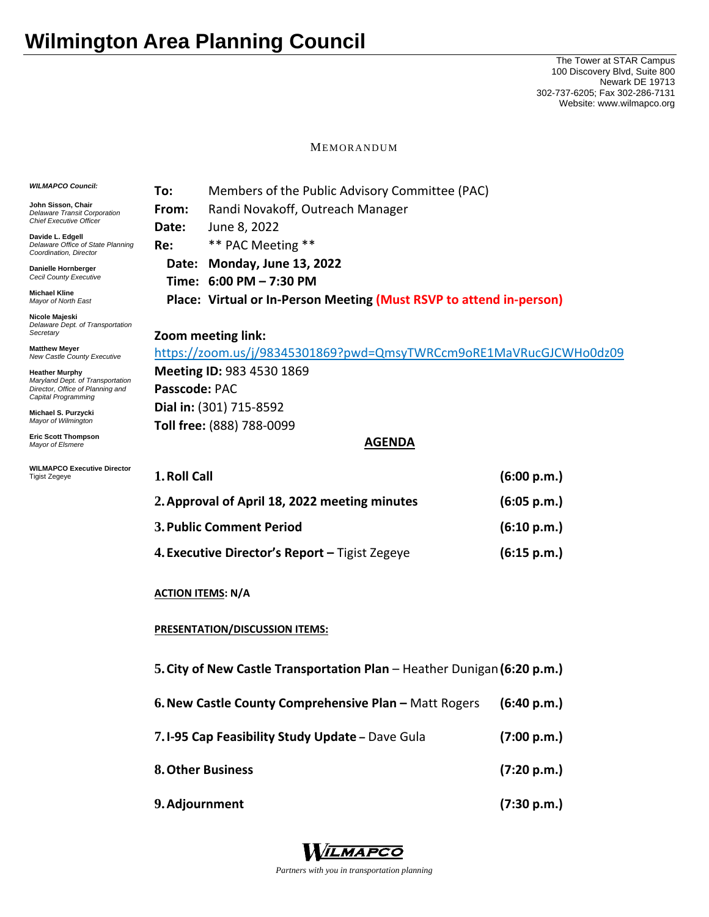# Wilmington Area Planning Council

The Tower at STAR Campus
100 Discovery Blvd, Suite 800
Newark DE 19713
302-737-6205; Fax 302-286-7131
Website: www.wilmapco.org

MEMORANDUM

***WILMAPCO Council:***

**John Sisson, Chair**
*Delaware Transit Corporation Chief Executive Officer*

**Davide L. Edgell**
*Delaware Office of State Planning Coordination, Director*

**Danielle Hornberger**
*Cecil County Executive*

**Michael Kline**
*Mayor of North East*

**Nicole Majeski**
*Delaware Dept. of Transportation Secretary*

**Matthew Meyer**
*New Castle County Executive*

**Heather Murphy**
*Maryland Dept. of Transportation Director, Office of Planning and Capital Programming*

**Michael S. Purzycki**
*Mayor of Wilmington*

**Eric Scott Thompson**
*Mayor of Elsmere*

**WILMAPCO Executive Director**
Tigist Zegeye

**To:** Members of the Public Advisory Committee (PAC)
**From:** Randi Novakoff, Outreach Manager
**Date:** June 8, 2022
**Re:** ** PAC Meeting **
**Date: Monday, June 13, 2022**
**Time: 6:00 PM – 7:30 PM**
**Place: Virtual or In-Person Meeting (Must RSVP to attend in-person)**

**Zoom meeting link:**
https://zoom.us/j/98345301869?pwd=QmsyTWRCcm9oRE1MaVRucGJCWHo0dz09
**Meeting ID:** 983 4530 1869
**Passcode:** PAC
**Dial in:** (301) 715-8592
**Toll free:** (888) 788-0099

## AGENDA

1. **Roll Call** **(6:00 p.m.)**
2. **Approval of April 18, 2022 meeting minutes** **(6:05 p.m.)**
3. **Public Comment Period** **(6:10 p.m.)**
4. **Executive Director's Report –** Tigist Zegeye **(6:15 p.m.)**

**ACTION ITEMS: N/A**

**PRESENTATION/DISCUSSION ITEMS:**

5. **City of New Castle Transportation Plan** – Heather Dunigan **(6:20 p.m.)**
6. **New Castle County Comprehensive Plan –** Matt Rogers **(6:40 p.m.)**
7. **I-95 Cap Feasibility Study Update** – Dave Gula **(7:00 p.m.)**
8. **Other Business** **(7:20 p.m.)**
9. **Adjournment** **(7:30 p.m.)**

WILMAPCO

*Partners with you in transportation planning*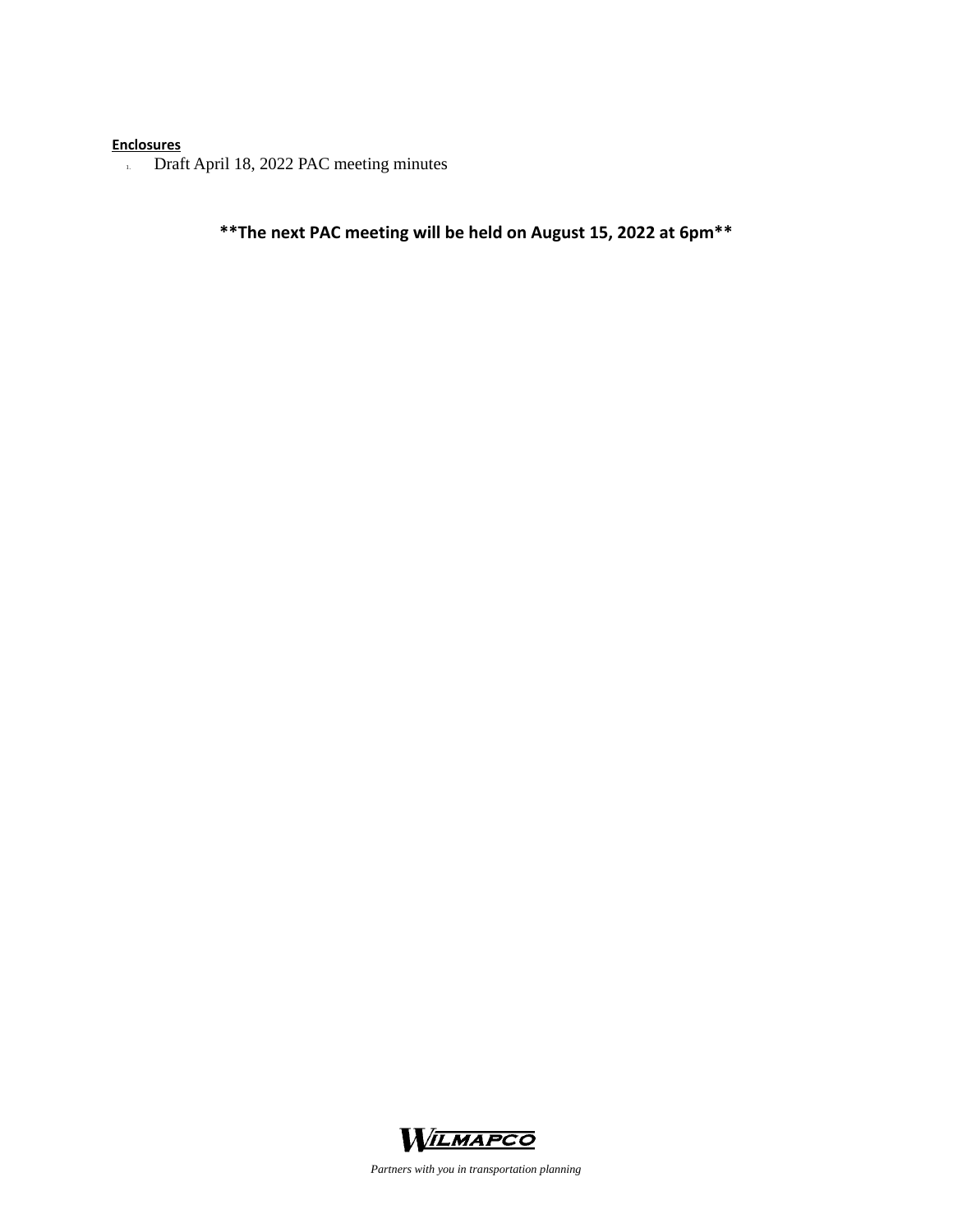**Enclosures**

1. Draft April 18, 2022 PAC meeting minutes

**\*\*The next PAC meeting will be held on August 15, 2022 at 6pm\*\***

WILMAPCO

*Partners with you in transportation planning*